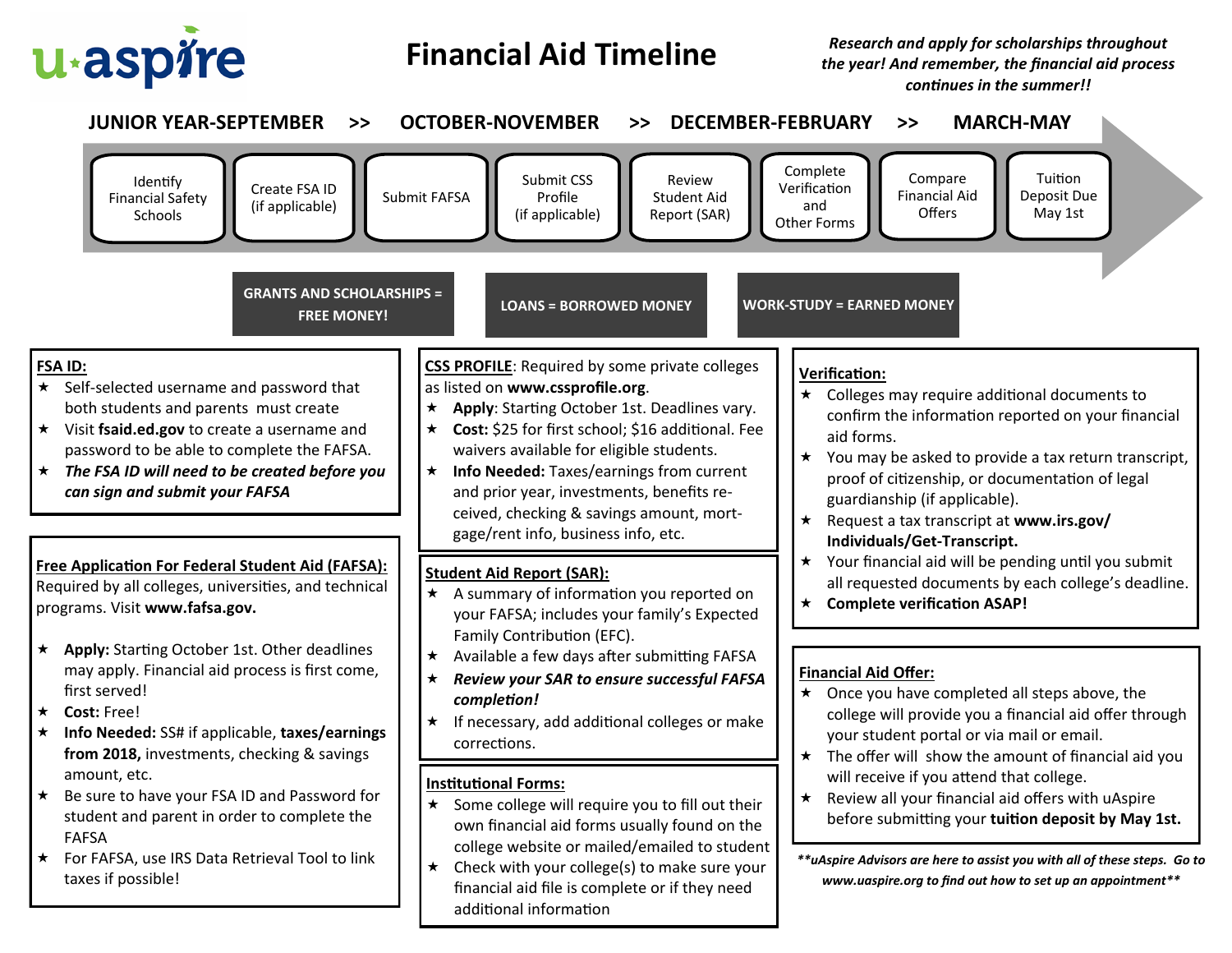u·aspire

# Financial Aid Timeline

*Research and apply for scholarships throughout the year! And remember, the financial aid process continues in the summer!!*

**JUNIOR YEAR-SEPTEMBER >> OCTOBER-NOVEMBER >> DECEMBER-FEBRUARY >> MARCH-MAY**

Identify Financial Safety Schools → Create FSA ID (if applicable) → Submit FAFSA → Submit CSS Profile (if applicable) → Review Student Aid Report (SAR) → Complete Verification and Other Forms → Compare Financial Aid Offers → Tuition Deposit Due May 1st

**GRANTS AND SCHOLARSHIPS = FREE MONEY!**

**LOANS = BORROWED MONEY**

**WORK-STUDY = EARNED MONEY**

## FSA ID:

- ★ Self-selected username and password that both students and parents must create
- ★ Visit **fsaid.ed.gov** to create a username and password to be able to complete the FAFSA.
- ★ ***The FSA ID will need to be created before you can sign and submit your FAFSA***

## Free Application For Federal Student Aid (FAFSA):

Required by all colleges, universities, and technical programs. Visit **www.fafsa.gov.**

- ★ **Apply:** Starting October 1st. Other deadlines may apply. Financial aid process is first come, first served!
- ★ **Cost:** Free!
- ★ **Info Needed:** SS# if applicable, **taxes/earnings from 2018,** investments, checking & savings amount, etc.
- ★ Be sure to have your FSA ID and Password for student and parent in order to complete the FAFSA
- ★ For FAFSA, use IRS Data Retrieval Tool to link taxes if possible!

## CSS PROFILE:

Required by some private colleges as listed on **www.cssprofile.org**.

- ★ **Apply**: Starting October 1st. Deadlines vary.
- ★ **Cost:** $25 for first school; $16 additional. Fee waivers available for eligible students.
- ★ **Info Needed:** Taxes/earnings from current and prior year, investments, benefits received, checking & savings amount, mortgage/rent info, business info, etc.

## Student Aid Report (SAR):

- ★ A summary of information you reported on your FAFSA; includes your family's Expected Family Contribution (EFC).
- ★ Available a few days after submitting FAFSA
- ★ ***Review your SAR to ensure successful FAFSA completion!***
- ★ If necessary, add additional colleges or make corrections.

## Institutional Forms:

- ★ Some college will require you to fill out their own financial aid forms usually found on the college website or mailed/emailed to student
- ★ Check with your college(s) to make sure your financial aid file is complete or if they need additional information

## Verification:

- ★ Colleges may require additional documents to confirm the information reported on your financial aid forms.
- ★ You may be asked to provide a tax return transcript, proof of citizenship, or documentation of legal guardianship (if applicable).
- ★ Request a tax transcript at **www.irs.gov/Individuals/Get-Transcript.**
- ★ Your financial aid will be pending until you submit all requested documents by each college's deadline.
- ★ **Complete verification ASAP!**

## Financial Aid Offer:

- ★ Once you have completed all steps above, the college will provide you a financial aid offer through your student portal or via mail or email.
- ★ The offer will show the amount of financial aid you will receive if you attend that college.
- ★ Review all your financial aid offers with uAspire before submitting your **tuition deposit by May 1st.**

***uAspire Advisors are here to assist you with all of these steps. Go to www.uaspire.org to find out how to set up an appointment***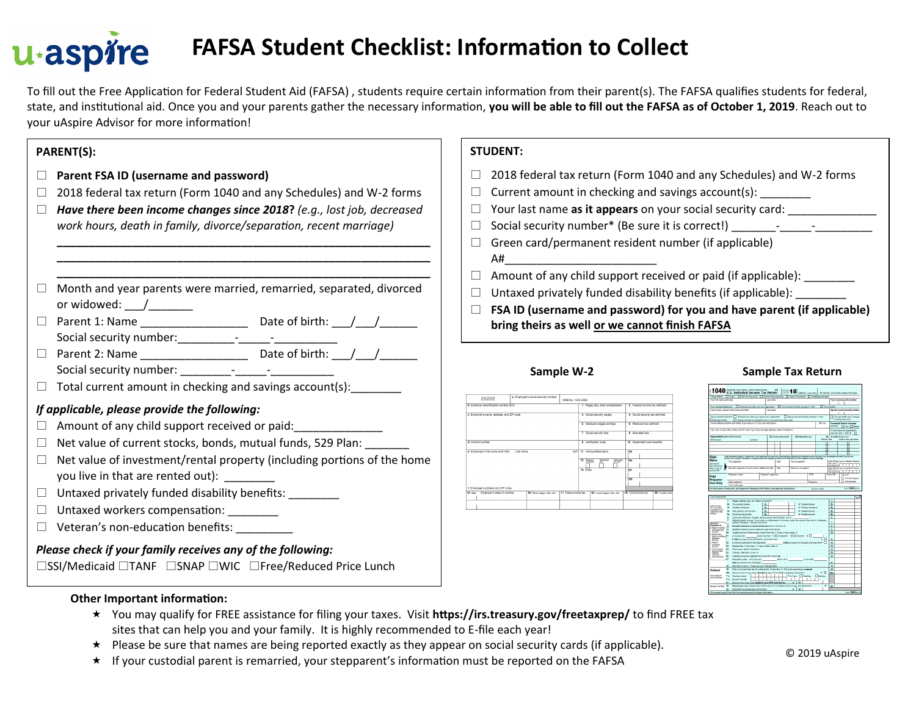# FASFA Student Checklist: Information to Collect

To fill out the Free Application for Federal Student Aid (FAFSA) , students require certain information from their parent(s). The FAFSA qualifies students for federal, state, and institutional aid. Once you and your parents gather the necessary information, **you will be able to fill out the FAFSA as of October 1, 2019**. Reach out to your uAspire Advisor for more information!

## PARENT(S):

- ☐ **Parent FSA ID (username and password)**
- ☐ 2018 federal tax return (Form 1040 and any Schedules) and W-2 forms
- ☐ ***Have there been income changes since 2018?*** *(e.g., lost job, decreased work hours, death in family, divorce/separation, recent marriage)*
  ________________________________________________
  ________________________________________________
  ________________________________________________
- ☐ Month and year parents were married, remarried, separated, divorced or widowed: ___/_______
- ☐ Parent 1: Name _________________ Date of birth: ___/___/______
  Social security number:_________-_____-__________
- ☐ Parent 2: Name _________________ Date of birth: ___/___/______
  Social security number: ________-_____-___________
- ☐ Total current amount in checking and savings account(s):________

***If applicable, please provide the following:***

- ☐ Amount of any child support received or paid:_______________
- ☐ Net value of current stocks, bonds, mutual funds, 529 Plan: _______
- ☐ Net value of investment/rental property (including portions of the home you live in that are rented out): ________
- ☐ Untaxed privately funded disability benefits: ________
- ☐ Untaxed workers compensation: ________
- ☐ Veteran's non-education benefits: _________

***Please check if your family receives any of the following:***

☐SSI/Medicaid ☐TANF ☐SNAP ☐WIC ☐Free/Reduced Price Lunch

## STUDENT:

- ☐ 2018 federal tax return (Form 1040 and any Schedules) and W-2 forms
- ☐ Current amount in checking and savings account(s): ________
- ☐ Your last name **as it appears** on your social security card: ______________
- ☐ Social security number* (Be sure it is correct!) _______-_____-_________
- ☐ Green card/permanent resident number (if applicable)
  A#________________________
- ☐ Amount of any child support received or paid (if applicable): ________
- ☐ Untaxed privately funded disability benefits (if applicable): ________
- ☐ **FSA ID (username and password) for you and have parent (if applicable) bring theirs as well or we cannot finish FAFSA**

**Sample W-2**

**Sample Tax Return**

**Other Important information:**

- ★ You may qualify for FREE assistance for filing your taxes. Visit **https://irs.treasury.gov/freetaxprep/** to find FREE tax sites that can help you and your family. It is highly recommended to E-file each year!
- ★ Please be sure that names are being reported exactly as they appear on social security cards (if applicable).
- ★ If your custodial parent is remarried, your stepparent's information must be reported on the FAFSA

© 2019 uAspire